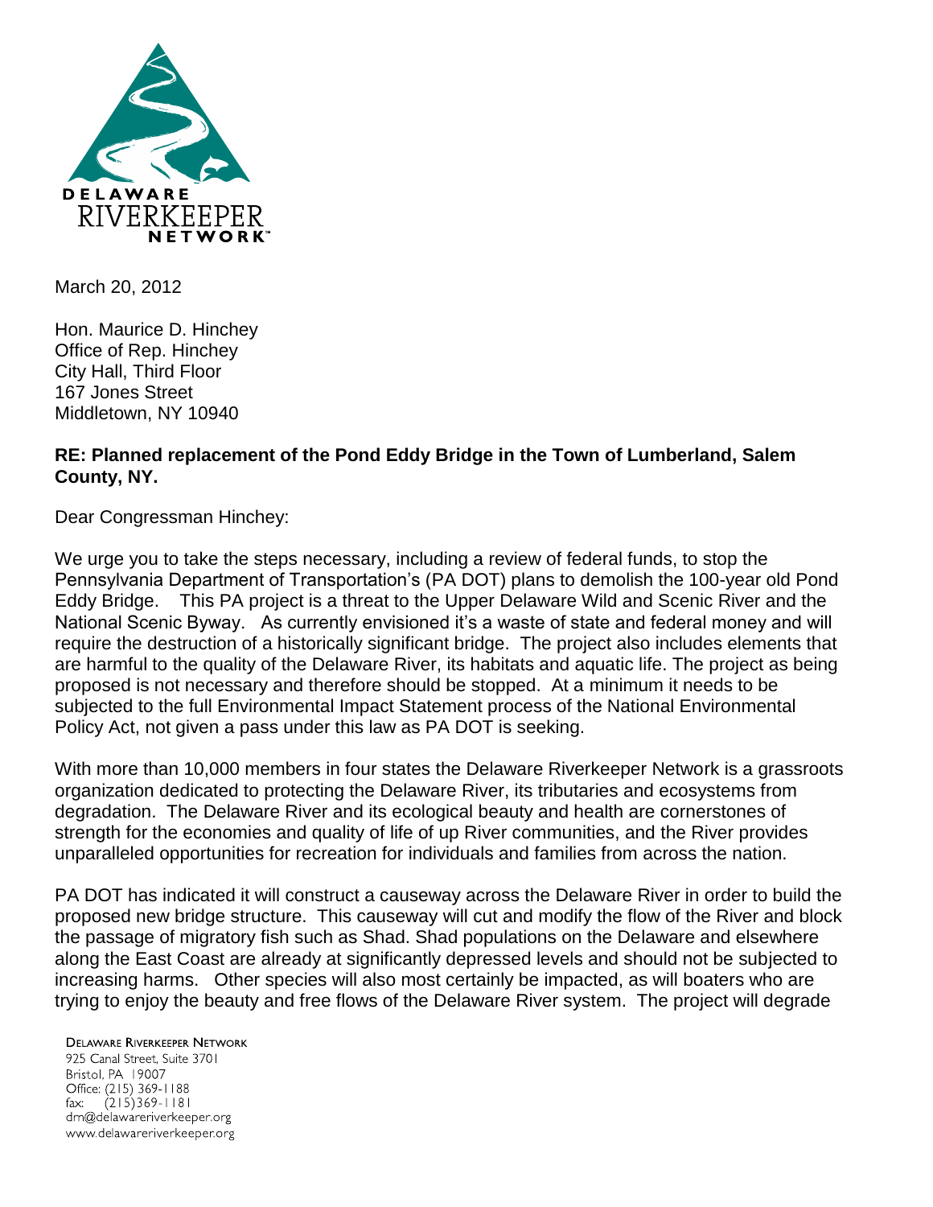DELAWARE RIVERKEEPER NETWORK

March 20, 2012

Hon. Maurice D. Hinchey
Office of Rep. Hinchey
City Hall, Third Floor
167 Jones Street
Middletown, NY 10940

**RE: Planned replacement of the Pond Eddy Bridge in the Town of Lumberland, Salem County, NY.**

Dear Congressman Hinchey:

We urge you to take the steps necessary, including a review of federal funds, to stop the Pennsylvania Department of Transportation's (PA DOT) plans to demolish the 100-year old Pond Eddy Bridge. This PA project is a threat to the Upper Delaware Wild and Scenic River and the National Scenic Byway. As currently envisioned it's a waste of state and federal money and will require the destruction of a historically significant bridge. The project also includes elements that are harmful to the quality of the Delaware River, its habitats and aquatic life. The project as being proposed is not necessary and therefore should be stopped. At a minimum it needs to be subjected to the full Environmental Impact Statement process of the National Environmental Policy Act, not given a pass under this law as PA DOT is seeking.

With more than 10,000 members in four states the Delaware Riverkeeper Network is a grassroots organization dedicated to protecting the Delaware River, its tributaries and ecosystems from degradation. The Delaware River and its ecological beauty and health are cornerstones of strength for the economies and quality of life of up River communities, and the River provides unparalleled opportunities for recreation for individuals and families from across the nation.

PA DOT has indicated it will construct a causeway across the Delaware River in order to build the proposed new bridge structure. This causeway will cut and modify the flow of the River and block the passage of migratory fish such as Shad. Shad populations on the Delaware and elsewhere along the East Coast are already at significantly depressed levels and should not be subjected to increasing harms. Other species will also most certainly be impacted, as will boaters who are trying to enjoy the beauty and free flows of the Delaware River system. The project will degrade

DELAWARE RIVERKEEPER NETWORK
925 Canal Street, Suite 3701
Bristol, PA 19007
Office: (215) 369-1188
fax: (215)369-1181
drn@delawareriverkeeper.org
www.delawareriverkeeper.org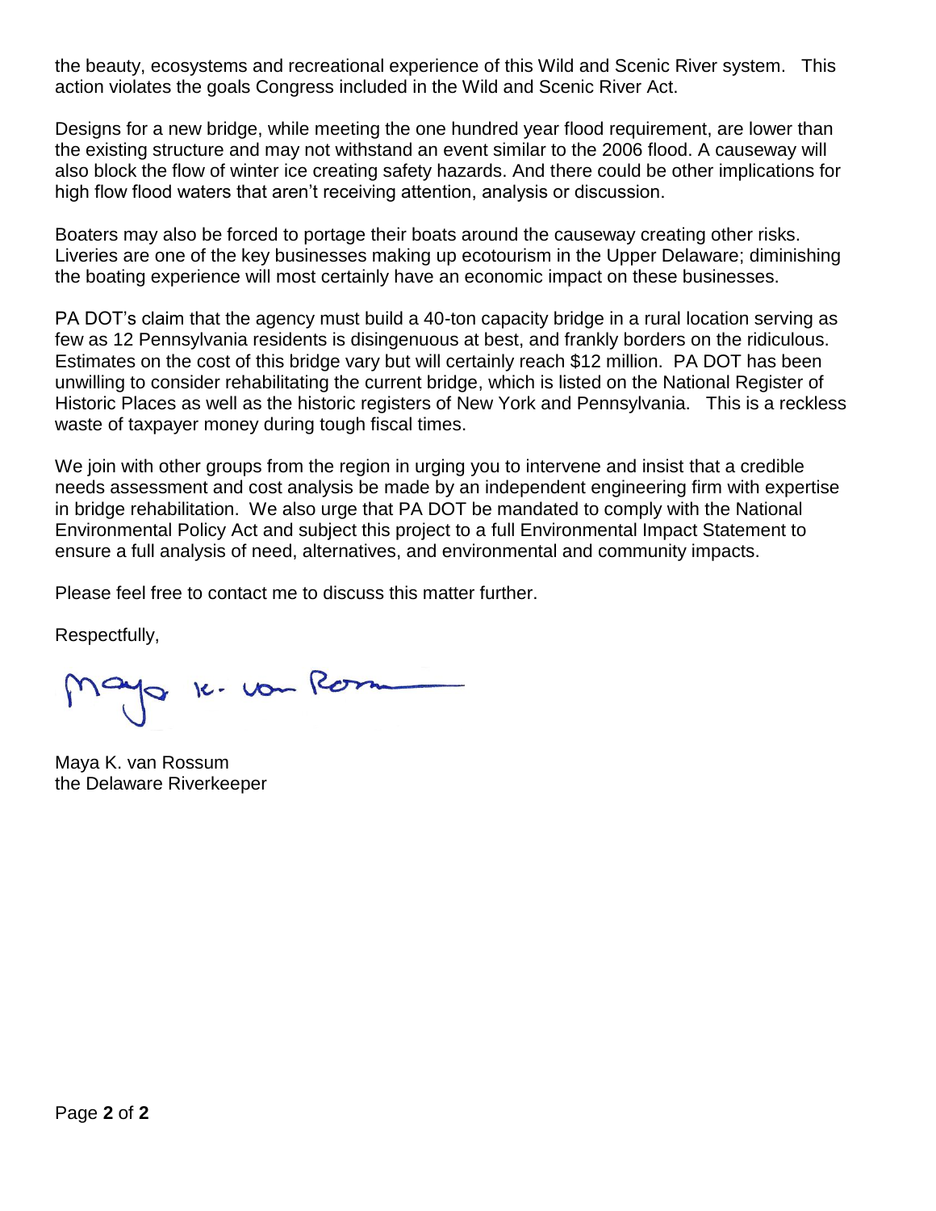the beauty, ecosystems and recreational experience of this Wild and Scenic River system. This action violates the goals Congress included in the Wild and Scenic River Act.

Designs for a new bridge, while meeting the one hundred year flood requirement, are lower than the existing structure and may not withstand an event similar to the 2006 flood. A causeway will also block the flow of winter ice creating safety hazards. And there could be other implications for high flow flood waters that aren't receiving attention, analysis or discussion.

Boaters may also be forced to portage their boats around the causeway creating other risks. Liveries are one of the key businesses making up ecotourism in the Upper Delaware; diminishing the boating experience will most certainly have an economic impact on these businesses.

PA DOT's claim that the agency must build a 40-ton capacity bridge in a rural location serving as few as 12 Pennsylvania residents is disingenuous at best, and frankly borders on the ridiculous. Estimates on the cost of this bridge vary but will certainly reach $12 million. PA DOT has been unwilling to consider rehabilitating the current bridge, which is listed on the National Register of Historic Places as well as the historic registers of New York and Pennsylvania. This is a reckless waste of taxpayer money during tough fiscal times.

We join with other groups from the region in urging you to intervene and insist that a credible needs assessment and cost analysis be made by an independent engineering firm with expertise in bridge rehabilitation. We also urge that PA DOT be mandated to comply with the National Environmental Policy Act and subject this project to a full Environmental Impact Statement to ensure a full analysis of need, alternatives, and environmental and community impacts.

Please feel free to contact me to discuss this matter further.

Respectfully,

Maya K. van Rossum
the Delaware Riverkeeper